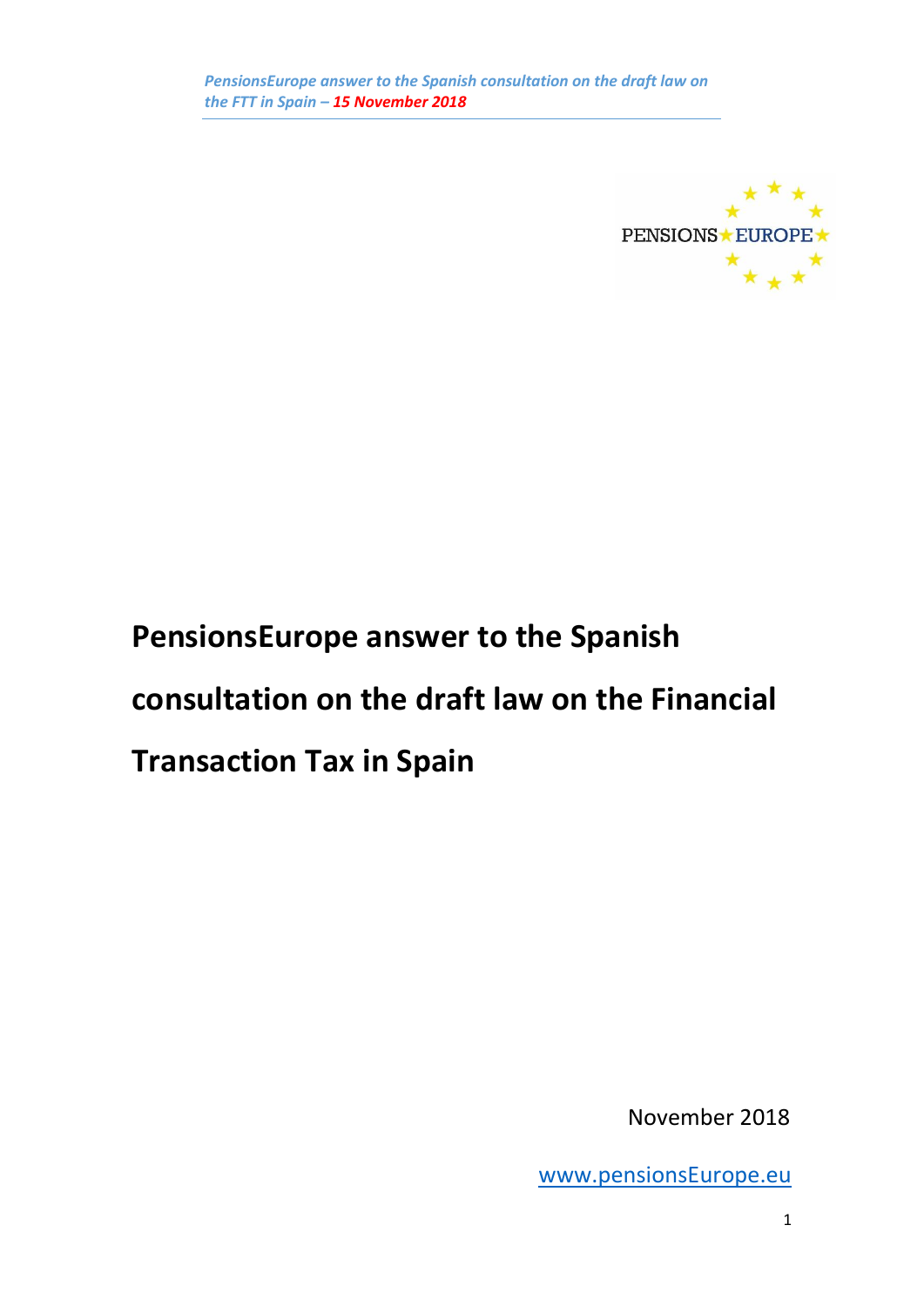# PensionsEurope answer to the Spanish consultation on the draft law on the Financial Transaction Tax in Spain

November 2018

www.pensionsEurope.eu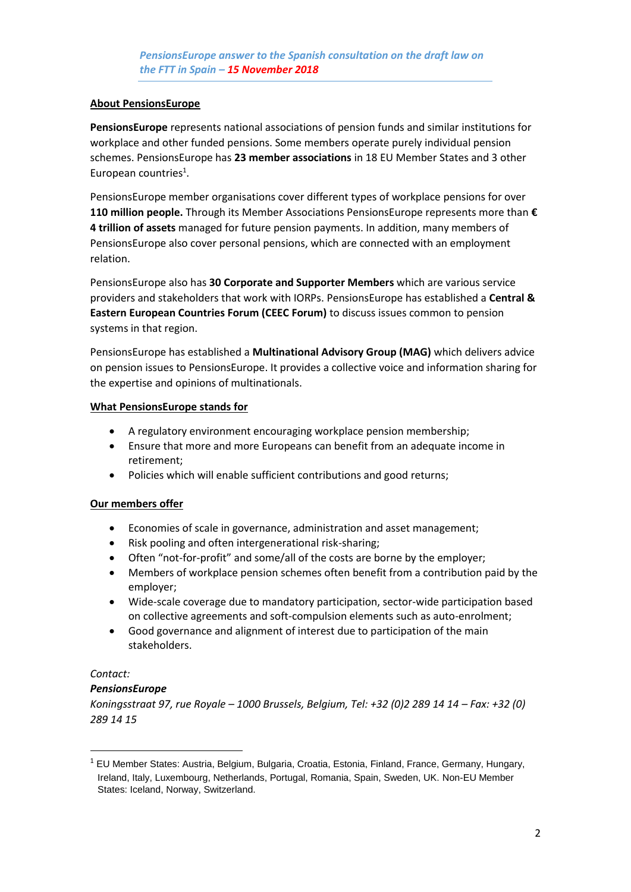*PensionsEurope answer to the Spanish consultation on the draft law on the FTT in Spain – **15 November 2018***

## About PensionsEurope

**PensionsEurope** represents national associations of pension funds and similar institutions for workplace and other funded pensions. Some members operate purely individual pension schemes. PensionsEurope has **23 member associations** in 18 EU Member States and 3 other European countries[1].

PensionsEurope member organisations cover different types of workplace pensions for over **110 million people.** Through its Member Associations PensionsEurope represents more than **€ 4 trillion of assets** managed for future pension payments. In addition, many members of PensionsEurope also cover personal pensions, which are connected with an employment relation.

PensionsEurope also has **30 Corporate and Supporter Members** which are various service providers and stakeholders that work with IORPs. PensionsEurope has established a **Central & Eastern European Countries Forum (CEEC Forum)** to discuss issues common to pension systems in that region.

PensionsEurope has established a **Multinational Advisory Group (MAG)** which delivers advice on pension issues to PensionsEurope. It provides a collective voice and information sharing for the expertise and opinions of multinationals.

## What PensionsEurope stands for

- A regulatory environment encouraging workplace pension membership;
- Ensure that more and more Europeans can benefit from an adequate income in retirement;
- Policies which will enable sufficient contributions and good returns;

## Our members offer

- Economies of scale in governance, administration and asset management;
- Risk pooling and often intergenerational risk-sharing;
- Often "not-for-profit" and some/all of the costs are borne by the employer;
- Members of workplace pension schemes often benefit from a contribution paid by the employer;
- Wide-scale coverage due to mandatory participation, sector-wide participation based on collective agreements and soft-compulsion elements such as auto-enrolment;
- Good governance and alignment of interest due to participation of the main stakeholders.

*Contact:*

***PensionsEurope***

*Koningsstraat 97, rue Royale – 1000 Brussels, Belgium, Tel: +32 (0)2 289 14 14 – Fax: +32 (0) 289 14 15*

---

[1] EU Member States: Austria, Belgium, Bulgaria, Croatia, Estonia, Finland, France, Germany, Hungary, Ireland, Italy, Luxembourg, Netherlands, Portugal, Romania, Spain, Sweden, UK. Non-EU Member States: Iceland, Norway, Switzerland.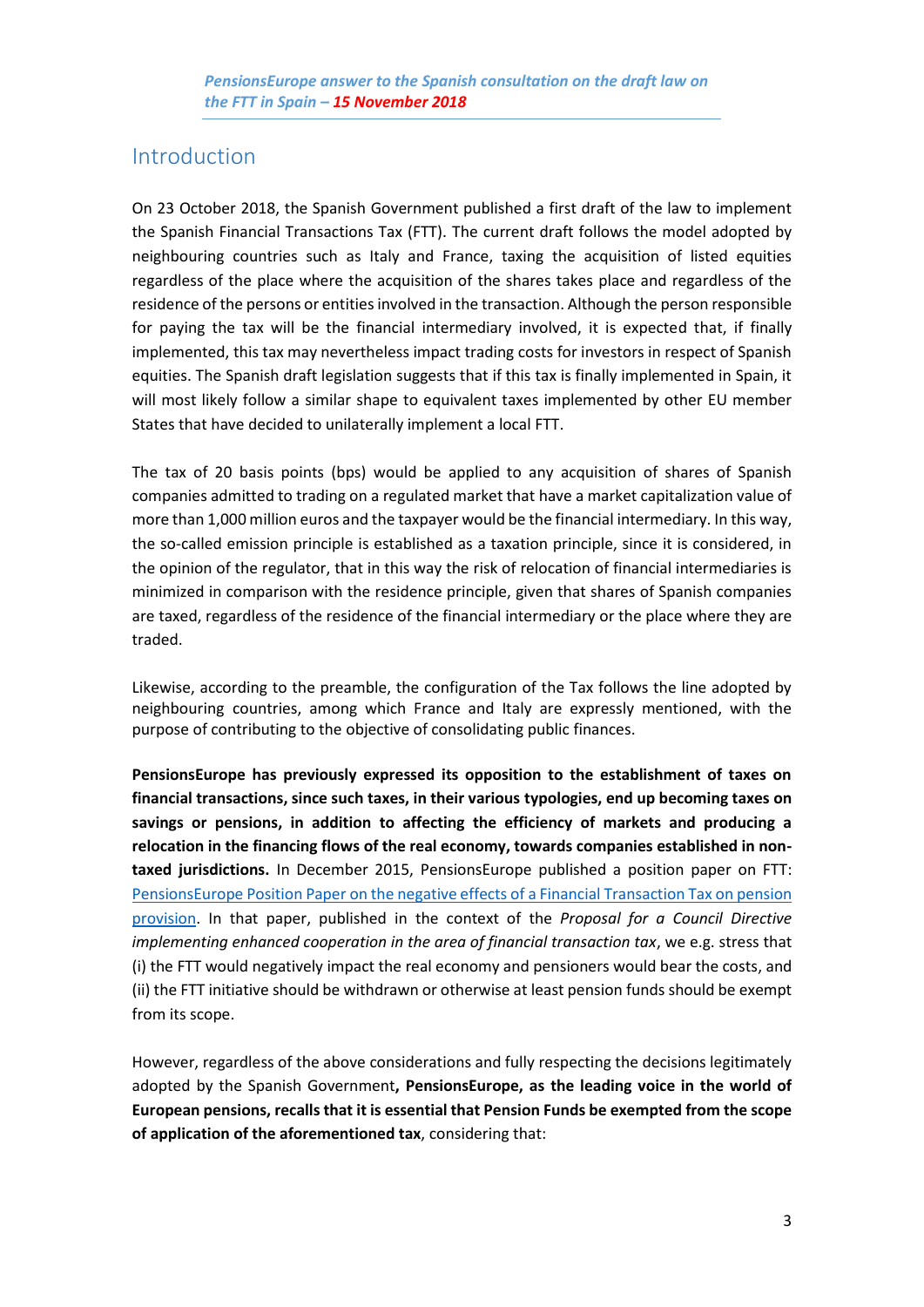*PensionsEurope answer to the Spanish consultation on the draft law on the FTT in Spain – 15 November 2018*

## Introduction

On 23 October 2018, the Spanish Government published a first draft of the law to implement the Spanish Financial Transactions Tax (FTT). The current draft follows the model adopted by neighbouring countries such as Italy and France, taxing the acquisition of listed equities regardless of the place where the acquisition of the shares takes place and regardless of the residence of the persons or entities involved in the transaction. Although the person responsible for paying the tax will be the financial intermediary involved, it is expected that, if finally implemented, this tax may nevertheless impact trading costs for investors in respect of Spanish equities. The Spanish draft legislation suggests that if this tax is finally implemented in Spain, it will most likely follow a similar shape to equivalent taxes implemented by other EU member States that have decided to unilaterally implement a local FTT.

The tax of 20 basis points (bps) would be applied to any acquisition of shares of Spanish companies admitted to trading on a regulated market that have a market capitalization value of more than 1,000 million euros and the taxpayer would be the financial intermediary. In this way, the so-called emission principle is established as a taxation principle, since it is considered, in the opinion of the regulator, that in this way the risk of relocation of financial intermediaries is minimized in comparison with the residence principle, given that shares of Spanish companies are taxed, regardless of the residence of the financial intermediary or the place where they are traded.

Likewise, according to the preamble, the configuration of the Tax follows the line adopted by neighbouring countries, among which France and Italy are expressly mentioned, with the purpose of contributing to the objective of consolidating public finances.

**PensionsEurope has previously expressed its opposition to the establishment of taxes on financial transactions, since such taxes, in their various typologies, end up becoming taxes on savings or pensions, in addition to affecting the efficiency of markets and producing a relocation in the financing flows of the real economy, towards companies established in non-taxed jurisdictions.** In December 2015, PensionsEurope published a position paper on FTT: [PensionsEurope Position Paper on the negative effects of a Financial Transaction Tax on pension provision](). In that paper, published in the context of the *Proposal for a Council Directive implementing enhanced cooperation in the area of financial transaction tax*, we e.g. stress that (i) the FTT would negatively impact the real economy and pensioners would bear the costs, and (ii) the FTT initiative should be withdrawn or otherwise at least pension funds should be exempt from its scope.

However, regardless of the above considerations and fully respecting the decisions legitimately adopted by the Spanish Government**, PensionsEurope, as the leading voice in the world of European pensions, recalls that it is essential that Pension Funds be exempted from the scope of application of the aforementioned tax**, considering that: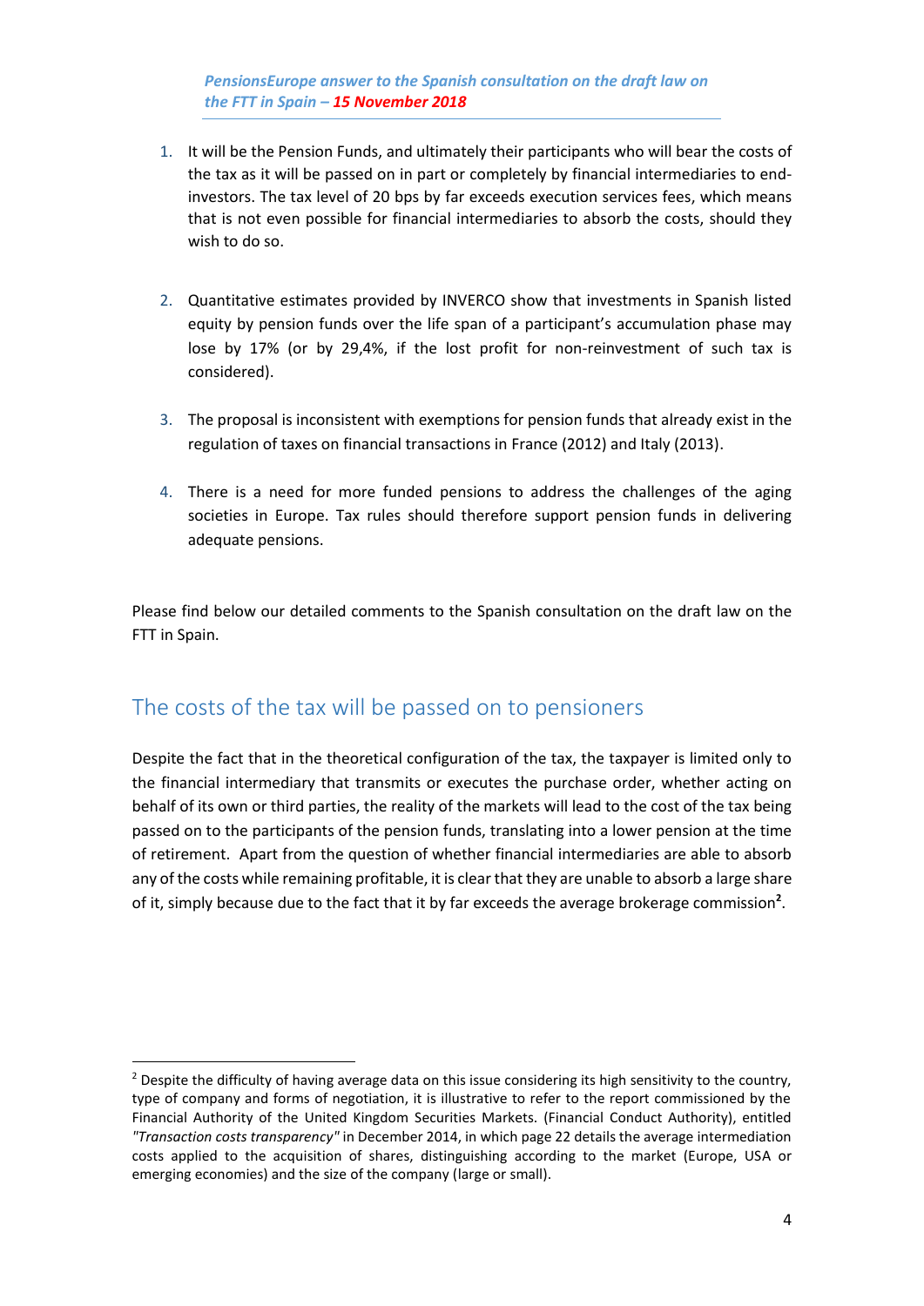1. It will be the Pension Funds, and ultimately their participants who will bear the costs of the tax as it will be passed on in part or completely by financial intermediaries to end-investors. The tax level of 20 bps by far exceeds execution services fees, which means that is not even possible for financial intermediaries to absorb the costs, should they wish to do so.

2. Quantitative estimates provided by INVERCO show that investments in Spanish listed equity by pension funds over the life span of a participant's accumulation phase may lose by 17% (or by 29,4%, if the lost profit for non-reinvestment of such tax is considered).

3. The proposal is inconsistent with exemptions for pension funds that already exist in the regulation of taxes on financial transactions in France (2012) and Italy (2013).

4. There is a need for more funded pensions to address the challenges of the aging societies in Europe. Tax rules should therefore support pension funds in delivering adequate pensions.

Please find below our detailed comments to the Spanish consultation on the draft law on the FTT in Spain.

## The costs of the tax will be passed on to pensioners

Despite the fact that in the theoretical configuration of the tax, the taxpayer is limited only to the financial intermediary that transmits or executes the purchase order, whether acting on behalf of its own or third parties, the reality of the markets will lead to the cost of the tax being passed on to the participants of the pension funds, translating into a lower pension at the time of retirement. Apart from the question of whether financial intermediaries are able to absorb any of the costs while remaining profitable, it is clear that they are unable to absorb a large share of it, simply because due to the fact that it by far exceeds the average brokerage commission[2].

[2] Despite the difficulty of having average data on this issue considering its high sensitivity to the country, type of company and forms of negotiation, it is illustrative to refer to the report commissioned by the Financial Authority of the United Kingdom Securities Markets. (Financial Conduct Authority), entitled *"Transaction costs transparency"* in December 2014, in which page 22 details the average intermediation costs applied to the acquisition of shares, distinguishing according to the market (Europe, USA or emerging economies) and the size of the company (large or small).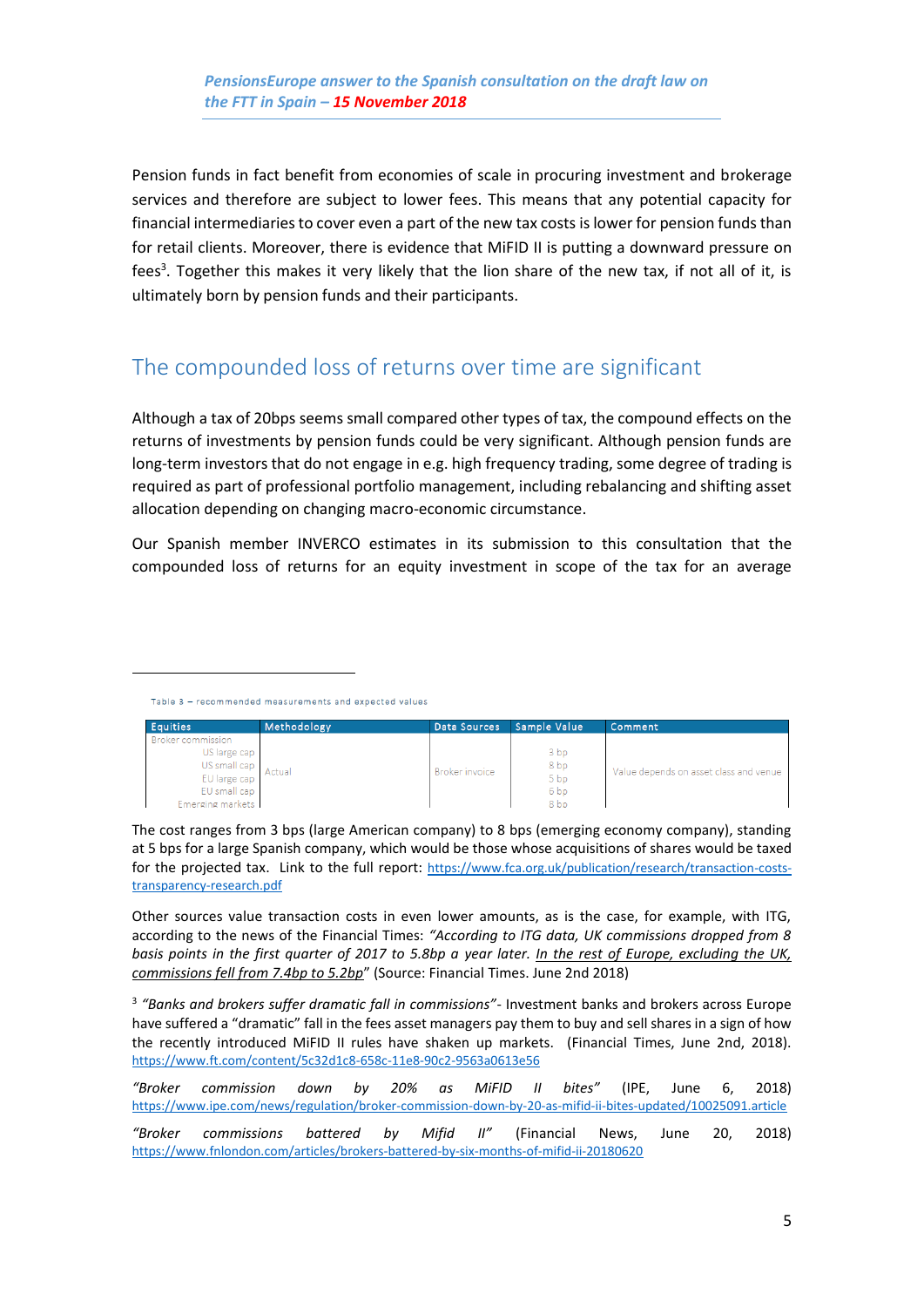Pension funds in fact benefit from economies of scale in procuring investment and brokerage services and therefore are subject to lower fees. This means that any potential capacity for financial intermediaries to cover even a part of the new tax costs is lower for pension funds than for retail clients. Moreover, there is evidence that MiFID II is putting a downward pressure on fees[3]. Together this makes it very likely that the lion share of the new tax, if not all of it, is ultimately born by pension funds and their participants.

## The compounded loss of returns over time are significant

Although a tax of 20bps seems small compared other types of tax, the compound effects on the returns of investments by pension funds could be very significant. Although pension funds are long-term investors that do not engage in e.g. high frequency trading, some degree of trading is required as part of professional portfolio management, including rebalancing and shifting asset allocation depending on changing macro-economic circumstance.

Our Spanish member INVERCO estimates in its submission to this consultation that the compounded loss of returns for an equity investment in scope of the tax for an average

---

Table 3 – recommended measurements and expected values

| Equities | Methodology | Data Sources | Sample Value | Comment |
|---|---|---|---|---|
| Broker commission | | | | |
| US large cap | Actual | Broker invoice | 3 bp | Value depends on asset class and venue |
| US small cap | | | 8 bp | |
| EU large cap | | | 5 bp | |
| EU small cap | | | 6 bp | |
| Emerging markets | | | 8 bp | |

The cost ranges from 3 bps (large American company) to 8 bps (emerging economy company), standing at 5 bps for a large Spanish company, which would be those whose acquisitions of shares would be taxed for the projected tax. Link to the full report: https://www.fca.org.uk/publication/research/transaction-costs-transparency-research.pdf

Other sources value transaction costs in even lower amounts, as is the case, for example, with ITG, according to the news of the Financial Times: *"According to ITG data, UK commissions dropped from 8 basis points in the first quarter of 2017 to 5.8bp a year later. <u>In the rest of Europe, excluding the UK, commissions fell from 7.4bp to 5.2bp</u>"* (Source: Financial Times. June 2018)

[3] *"Banks and brokers suffer dramatic fall in commissions"*- Investment banks and brokers across Europe have suffered a "dramatic" fall in the fees asset managers pay them to buy and sell shares in a sign of how the recently introduced MiFID II rules have shaken up markets. (Financial Times, June 2nd, 2018). https://www.ft.com/content/5c32d1c8-658c-11e8-90c2-9563a0613e56

*"Broker commission down by 20% as MiFID II bites"* (IPE, June 6, 2018) https://www.ipe.com/news/regulation/broker-commission-down-by-20-as-mifid-ii-bites-updated/10025091.article

*"Broker commissions battered by Mifid II"* (Financial News, June 20, 2018) https://www.fnlondon.com/articles/brokers-battered-by-six-months-of-mifid-ii-20180620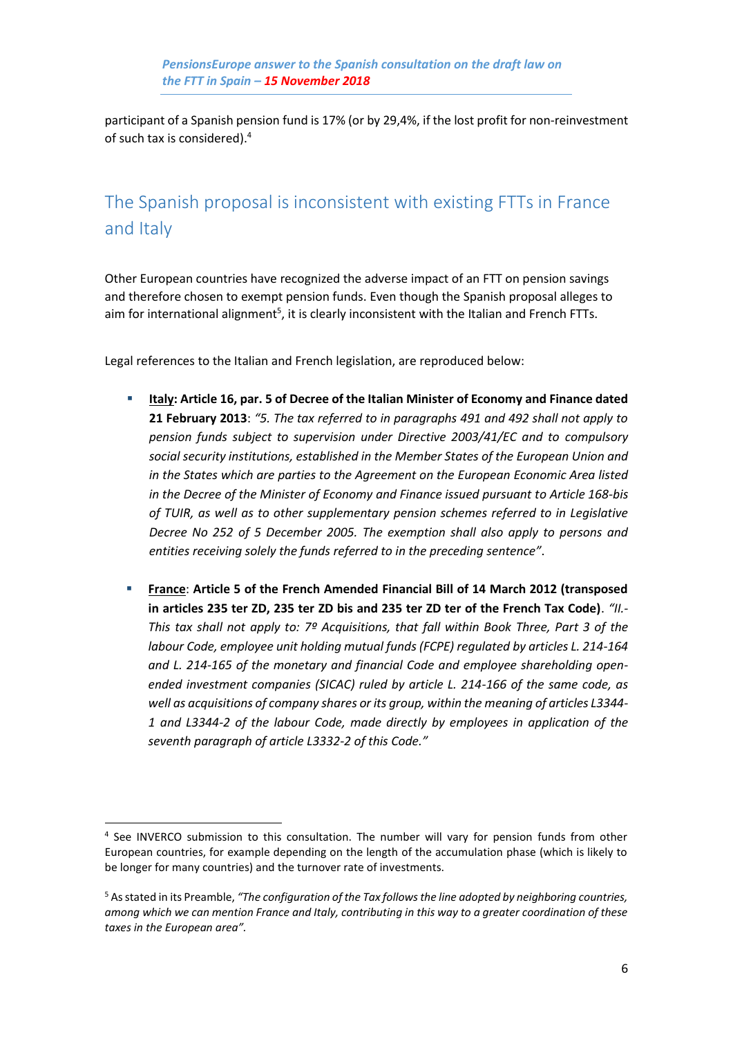participant of a Spanish pension fund is 17% (or by 29,4%, if the lost profit for non-reinvestment of such tax is considered).[4]

## The Spanish proposal is inconsistent with existing FTTs in France and Italy

Other European countries have recognized the adverse impact of an FTT on pension savings and therefore chosen to exempt pension funds. Even though the Spanish proposal alleges to aim for international alignment[5], it is clearly inconsistent with the Italian and French FTTs.

Legal references to the Italian and French legislation, are reproduced below:

- **<u>Italy</u>: Article 16, par. 5 of Decree of the Italian Minister of Economy and Finance dated 21 February 2013**: *"5. The tax referred to in paragraphs 491 and 492 shall not apply to pension funds subject to supervision under Directive 2003/41/EC and to compulsory social security institutions, established in the Member States of the European Union and in the States which are parties to the Agreement on the European Economic Area listed in the Decree of the Minister of Economy and Finance issued pursuant to Article 168-bis of TUIR, as well as to other supplementary pension schemes referred to in Legislative Decree No 252 of 5 December 2005. The exemption shall also apply to persons and entities receiving solely the funds referred to in the preceding sentence"*.

- **<u>France</u>**: **Article 5 of the French Amended Financial Bill of 14 March 2012 (transposed in articles 235 ter ZD, 235 ter ZD bis and 235 ter ZD ter of the French Tax Code)**. *"II.- This tax shall not apply to: 7º Acquisitions, that fall within Book Three, Part 3 of the labour Code, employee unit holding mutual funds (FCPE) regulated by articles L. 214-164 and L. 214-165 of the monetary and financial Code and employee shareholding open-ended investment companies (SICAC) ruled by article L. 214-166 of the same code, as well as acquisitions of company shares or its group, within the meaning of articles L3344-1 and L3344-2 of the labour Code, made directly by employees in application of the seventh paragraph of article L3332-2 of this Code."*

---

[4] See INVERCO submission to this consultation. The number will vary for pension funds from other European countries, for example depending on the length of the accumulation phase (which is likely to be longer for many countries) and the turnover rate of investments.

[5] As stated in its Preamble, *"The configuration of the Tax follows the line adopted by neighboring countries, among which we can mention France and Italy, contributing in this way to a greater coordination of these taxes in the European area"*.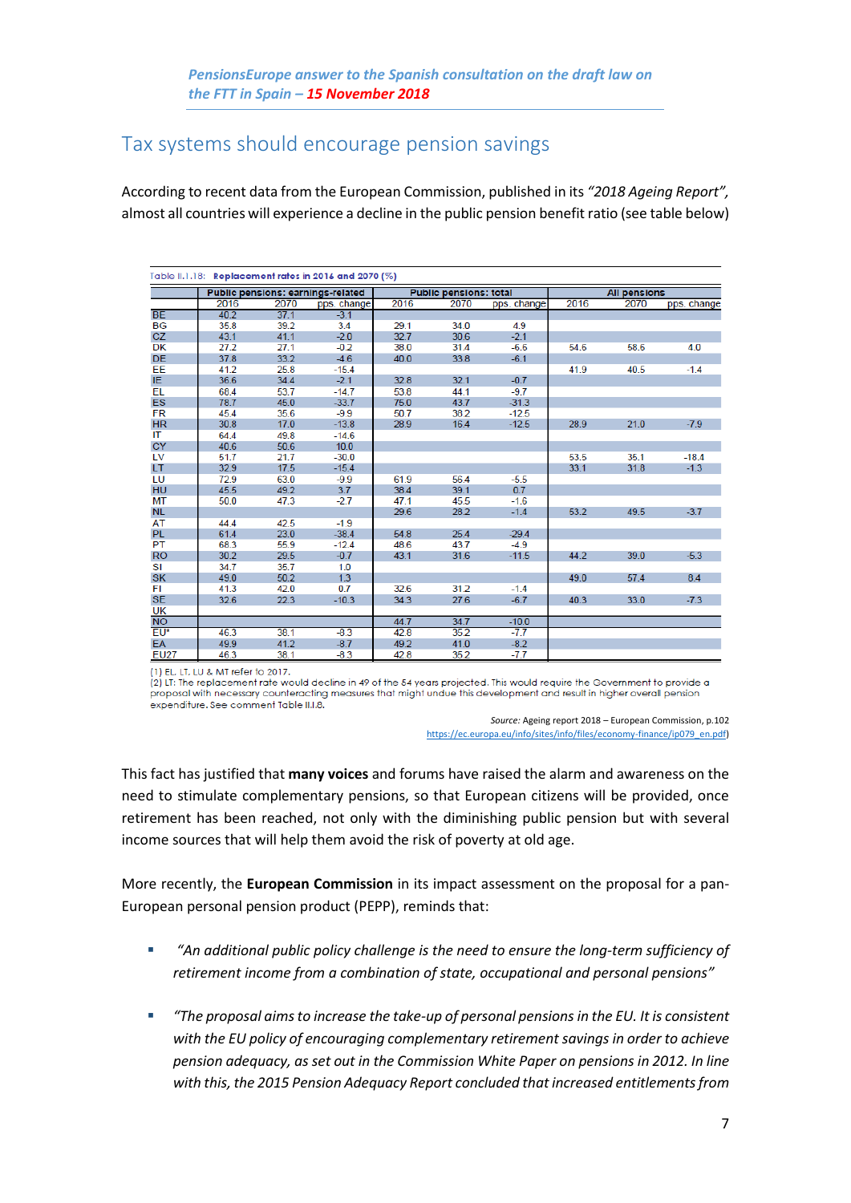# Tax systems should encourage pension savings

According to recent data from the European Commission, published in its *"2018 Ageing Report"*, almost all countries will experience a decline in the public pension benefit ratio (see table below)

Table II.1.18: **Replacement rates in 2016 and 2070 (%)**

| | Public pensions: earnings-related | | | Public pensions: total | | | All pensions | | |
|---|---|---|---|---|---|---|---|---|---|
| | 2016 | 2070 | pps. change | 2016 | 2070 | pps. change | 2016 | 2070 | pps. change |
| BE | 40.2 | 37.1 | -3.1 | | | | | | |
| BG | 35.8 | 39.2 | 3.4 | 29.1 | 34.0 | 4.9 | | | |
| CZ | 43.1 | 41.1 | -2.0 | 32.7 | 30.6 | -2.1 | | | |
| DK | 27.2 | 27.1 | -0.2 | 38.0 | 31.4 | -6.5 | 54.5 | 58.6 | 4.0 |
| DE | 37.8 | 33.2 | -4.6 | 40.0 | 33.8 | -6.1 | | | |
| EE | 41.2 | 25.8 | -15.4 | | | | 41.9 | 40.5 | -1.4 |
| IE | 36.6 | 34.4 | -2.1 | 32.8 | 32.1 | -0.7 | | | |
| EL | 68.4 | 53.7 | -14.7 | 53.8 | 44.1 | -9.7 | | | |
| ES | 78.7 | 45.0 | -33.7 | 75.0 | 43.7 | -31.3 | | | |
| FR | 45.4 | 35.6 | -9.9 | 50.7 | 38.2 | -12.5 | | | |
| HR | 30.8 | 17.0 | -13.8 | 28.9 | 16.4 | -12.5 | 28.9 | 21.0 | -7.9 |
| IT | 64.4 | 49.8 | -14.6 | | | | | | |
| CY | 40.6 | 50.6 | 10.0 | | | | | | |
| LV | 51.7 | 21.7 | -30.0 | | | | 53.5 | 35.1 | -18.4 |
| LT | 32.9 | 17.5 | -15.4 | | | | 33.1 | 31.8 | -1.3 |
| LU | 72.9 | 63.0 | -9.9 | 61.9 | 56.4 | -5.5 | | | |
| HU | 45.5 | 49.2 | 3.7 | 38.4 | 39.1 | 0.7 | | | |
| MT | 50.0 | 47.3 | -2.7 | 47.1 | 45.5 | -1.6 | | | |
| NL | | | | 29.6 | 28.2 | -1.4 | 53.2 | 49.5 | -3.7 |
| AT | 44.4 | 42.5 | -1.9 | | | | | | |
| PL | 61.4 | 23.0 | -38.4 | 54.8 | 25.4 | -29.4 | | | |
| PT | 68.3 | 55.9 | -12.4 | 48.6 | 43.7 | -4.9 | | | |
| RO | 30.2 | 29.5 | -0.7 | 43.1 | 31.6 | -11.5 | 44.2 | 39.0 | -5.3 |
| SI | 34.7 | 35.7 | 1.0 | | | | | | |
| SK | 49.0 | 50.2 | 1.3 | | | | 49.0 | 57.4 | 8.4 |
| FI | 41.3 | 42.0 | 0.7 | 32.6 | 31.2 | -1.4 | | | |
| SE | 32.6 | 22.3 | -10.3 | 34.3 | 27.6 | -6.7 | 40.3 | 33.0 | -7.3 |
| UK | | | | | | | | | |
| NO | | | | 44.7 | 34.7 | -10.0 | | | |
| EU* | 46.3 | 38.1 | -8.3 | 42.8 | 35.2 | -7.7 | | | |
| EA | 49.9 | 41.2 | -8.7 | 49.2 | 41.0 | -8.2 | | | |
| EU27 | 46.3 | 38.1 | -8.3 | 42.8 | 35.2 | -7.7 | | | |

(1) EL, LT, LU & MT refer to 2017.
(2) LT: The replacement rate would decline in 49 of the 54 years projected. This would require the Government to provide a proposal with necessary counteracting measures that might undue this development and result in higher overall pension expenditure. See comment Table II.1.8.

*Source:* Ageing report 2018 – European Commission, p.102
https://ec.europa.eu/info/sites/info/files/economy-finance/ip079_en.pdf)

This fact has justified that **many voices** and forums have raised the alarm and awareness on the need to stimulate complementary pensions, so that European citizens will be provided, once retirement has been reached, not only with the diminishing public pension but with several income sources that will help them avoid the risk of poverty at old age.

More recently, the **European Commission** in its impact assessment on the proposal for a pan-European personal pension product (PEPP), reminds that:

- *"An additional public policy challenge is the need to ensure the long-term sufficiency of retirement income from a combination of state, occupational and personal pensions"*
- *"The proposal aims to increase the take-up of personal pensions in the EU. It is consistent with the EU policy of encouraging complementary retirement savings in order to achieve pension adequacy, as set out in the Commission White Paper on pensions in 2012. In line with this, the 2015 Pension Adequacy Report concluded that increased entitlements from*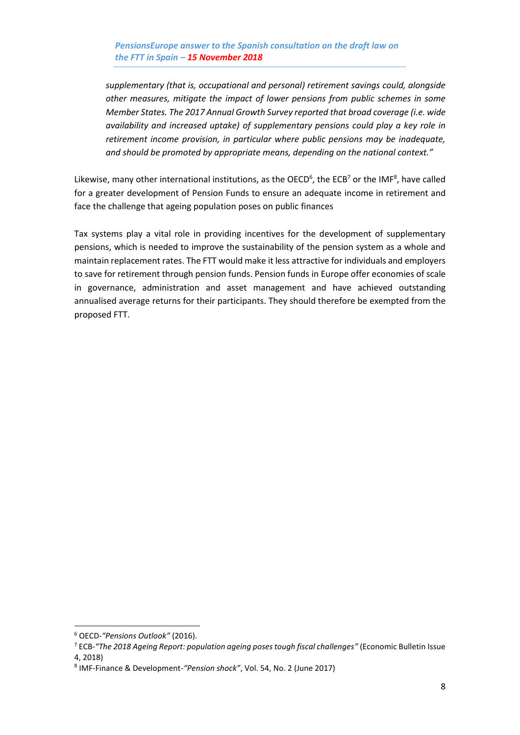*supplementary (that is, occupational and personal) retirement savings could, alongside other measures, mitigate the impact of lower pensions from public schemes in some Member States. The 2017 Annual Growth Survey reported that broad coverage (i.e. wide availability and increased uptake) of supplementary pensions could play a key role in retirement income provision, in particular where public pensions may be inadequate, and should be promoted by appropriate means, depending on the national context."*

Likewise, many other international institutions, as the OECD[6], the ECB[7] or the IMF[8], have called for a greater development of Pension Funds to ensure an adequate income in retirement and face the challenge that ageing population poses on public finances

Tax systems play a vital role in providing incentives for the development of supplementary pensions, which is needed to improve the sustainability of the pension system as a whole and maintain replacement rates. The FTT would make it less attractive for individuals and employers to save for retirement through pension funds. Pension funds in Europe offer economies of scale in governance, administration and asset management and have achieved outstanding annualised average returns for their participants. They should therefore be exempted from the proposed FTT.

---

[6] OECD-*"Pensions Outlook"* (2016).

[7] ECB-*"The 2018 Ageing Report: population ageing poses tough fiscal challenges"* (Economic Bulletin Issue 4, 2018)

[8] IMF-Finance & Development-*"Pension shock"*, Vol. 54, No. 2 (June 2017)